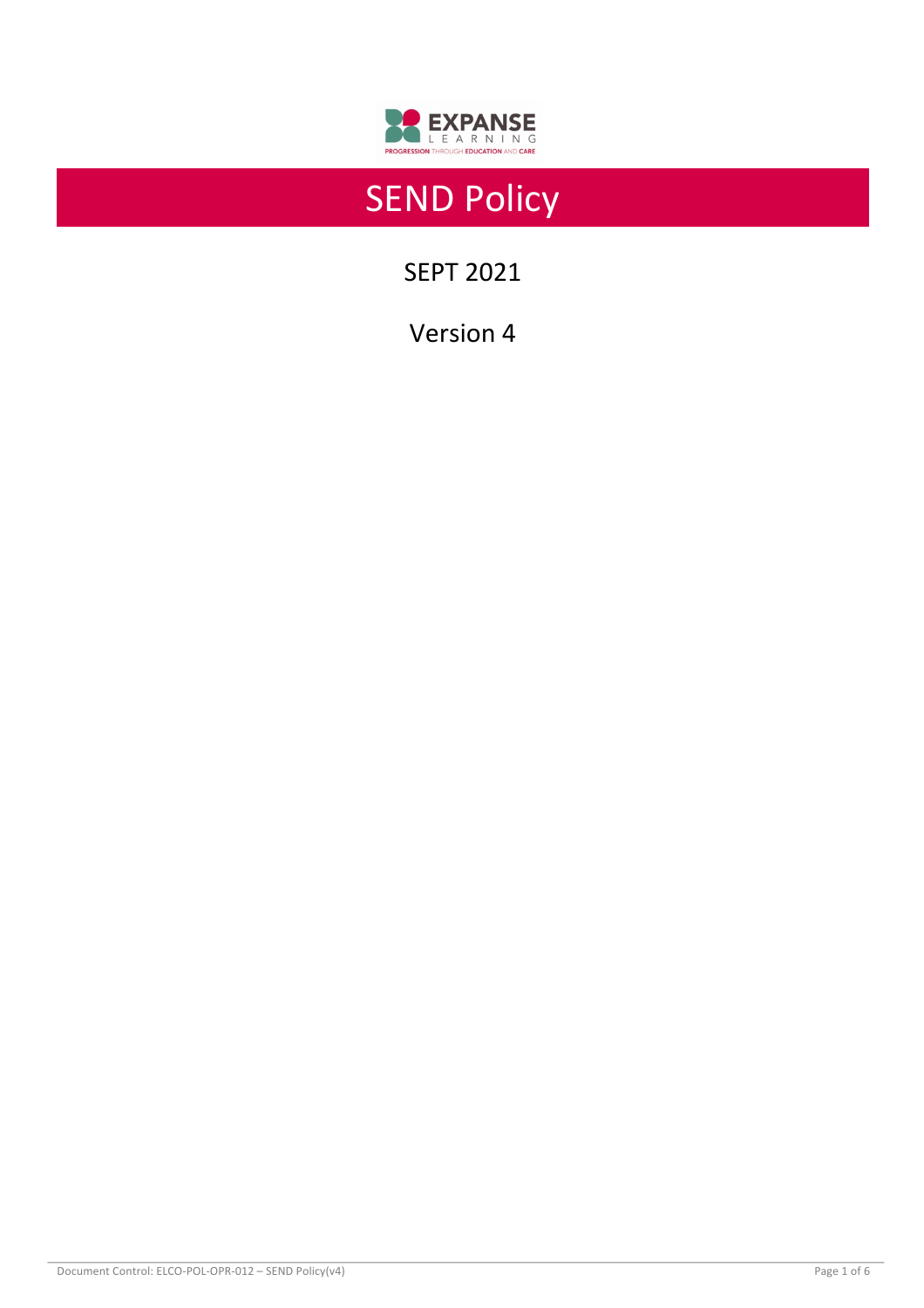# SEND Policy

SEPT 2021

Version 4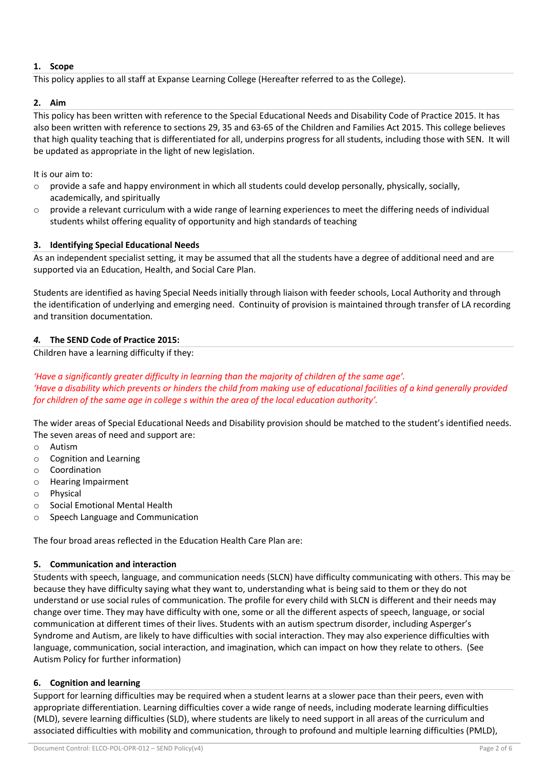## 1. Scope

This policy applies to all staff at Expanse Learning College (Hereafter referred to as the College).

## 2. Aim

This policy has been written with reference to the Special Educational Needs and Disability Code of Practice 2015. It has also been written with reference to sections 29, 35 and 63-65 of the Children and Families Act 2015. This college believes that high quality teaching that is differentiated for all, underpins progress for all students, including those with SEN. It will be updated as appropriate in the light of new legislation.

It is our aim to:

- provide a safe and happy environment in which all students could develop personally, physically, socially, academically, and spiritually
- provide a relevant curriculum with a wide range of learning experiences to meet the differing needs of individual students whilst offering equality of opportunity and high standards of teaching

## 3. Identifying Special Educational Needs

As an independent specialist setting, it may be assumed that all the students have a degree of additional need and are supported via an Education, Health, and Social Care Plan.

Students are identified as having Special Needs initially through liaison with feeder schools, Local Authority and through the identification of underlying and emerging need. Continuity of provision is maintained through transfer of LA recording and transition documentation.

## *4.* The SEND Code of Practice 2015:

Children have a learning difficulty if they:

*'Have a significantly greater difficulty in learning than the majority of children of the same age'.*
*'Have a disability which prevents or hinders the child from making use of educational facilities of a kind generally provided for children of the same age in college s within the area of the local education authority'.*

The wider areas of Special Educational Needs and Disability provision should be matched to the student's identified needs. The seven areas of need and support are:

- Autism
- Cognition and Learning
- Coordination
- Hearing Impairment
- Physical
- Social Emotional Mental Health
- Speech Language and Communication

The four broad areas reflected in the Education Health Care Plan are:

## 5. Communication and interaction

Students with speech, language, and communication needs (SLCN) have difficulty communicating with others. This may be because they have difficulty saying what they want to, understanding what is being said to them or they do not understand or use social rules of communication. The profile for every child with SLCN is different and their needs may change over time. They may have difficulty with one, some or all the different aspects of speech, language, or social communication at different times of their lives. Students with an autism spectrum disorder, including Asperger's Syndrome and Autism, are likely to have difficulties with social interaction. They may also experience difficulties with language, communication, social interaction, and imagination, which can impact on how they relate to others. (See Autism Policy for further information)

## 6. Cognition and learning

Support for learning difficulties may be required when a student learns at a slower pace than their peers, even with appropriate differentiation. Learning difficulties cover a wide range of needs, including moderate learning difficulties (MLD), severe learning difficulties (SLD), where students are likely to need support in all areas of the curriculum and associated difficulties with mobility and communication, through to profound and multiple learning difficulties (PMLD),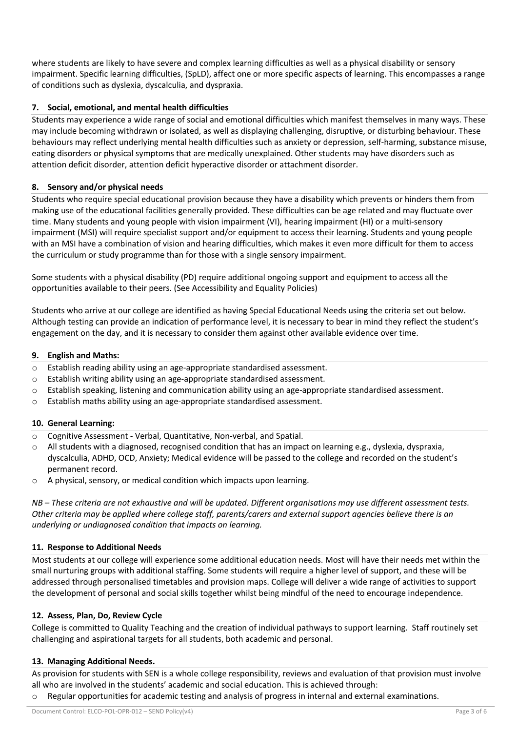where students are likely to have severe and complex learning difficulties as well as a physical disability or sensory impairment. Specific learning difficulties, (SpLD), affect one or more specific aspects of learning. This encompasses a range of conditions such as dyslexia, dyscalculia, and dyspraxia.

### 7. Social, emotional, and mental health difficulties

Students may experience a wide range of social and emotional difficulties which manifest themselves in many ways. These may include becoming withdrawn or isolated, as well as displaying challenging, disruptive, or disturbing behaviour. These behaviours may reflect underlying mental health difficulties such as anxiety or depression, self-harming, substance misuse, eating disorders or physical symptoms that are medically unexplained. Other students may have disorders such as attention deficit disorder, attention deficit hyperactive disorder or attachment disorder.

### 8. Sensory and/or physical needs

Students who require special educational provision because they have a disability which prevents or hinders them from making use of the educational facilities generally provided. These difficulties can be age related and may fluctuate over time. Many students and young people with vision impairment (VI), hearing impairment (HI) or a multi-sensory impairment (MSI) will require specialist support and/or equipment to access their learning. Students and young people with an MSI have a combination of vision and hearing difficulties, which makes it even more difficult for them to access the curriculum or study programme than for those with a single sensory impairment.

Some students with a physical disability (PD) require additional ongoing support and equipment to access all the opportunities available to their peers. (See Accessibility and Equality Policies)

Students who arrive at our college are identified as having Special Educational Needs using the criteria set out below. Although testing can provide an indication of performance level, it is necessary to bear in mind they reflect the student's engagement on the day, and it is necessary to consider them against other available evidence over time.

### 9. English and Maths:

- Establish reading ability using an age-appropriate standardised assessment.
- Establish writing ability using an age-appropriate standardised assessment.
- Establish speaking, listening and communication ability using an age-appropriate standardised assessment.
- Establish maths ability using an age-appropriate standardised assessment.

### 10. General Learning:

- Cognitive Assessment - Verbal, Quantitative, Non-verbal, and Spatial.
- All students with a diagnosed, recognised condition that has an impact on learning e.g., dyslexia, dyspraxia, dyscalculia, ADHD, OCD, Anxiety; Medical evidence will be passed to the college and recorded on the student's permanent record.
- A physical, sensory, or medical condition which impacts upon learning.

*NB – These criteria are not exhaustive and will be updated. Different organisations may use different assessment tests. Other criteria may be applied where college staff, parents/carers and external support agencies believe there is an underlying or undiagnosed condition that impacts on learning.*

### 11. Response to Additional Needs

Most students at our college will experience some additional education needs. Most will have their needs met within the small nurturing groups with additional staffing. Some students will require a higher level of support, and these will be addressed through personalised timetables and provision maps. College will deliver a wide range of activities to support the development of personal and social skills together whilst being mindful of the need to encourage independence.

### 12. Assess, Plan, Do, Review Cycle

College is committed to Quality Teaching and the creation of individual pathways to support learning. Staff routinely set challenging and aspirational targets for all students, both academic and personal.

### 13. Managing Additional Needs.

As provision for students with SEN is a whole college responsibility, reviews and evaluation of that provision must involve all who are involved in the students' academic and social education. This is achieved through:

- Regular opportunities for academic testing and analysis of progress in internal and external examinations.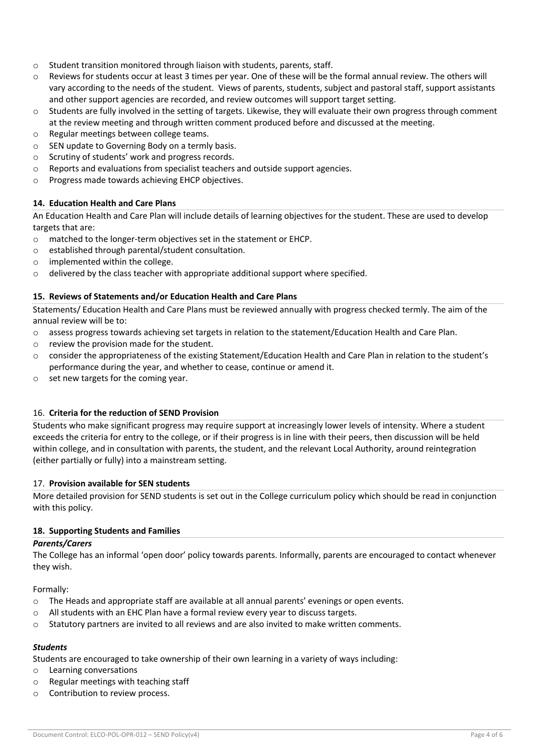- Student transition monitored through liaison with students, parents, staff.
- Reviews for students occur at least 3 times per year. One of these will be the formal annual review. The others will vary according to the needs of the student. Views of parents, students, subject and pastoral staff, support assistants and other support agencies are recorded, and review outcomes will support target setting.
- Students are fully involved in the setting of targets. Likewise, they will evaluate their own progress through comment at the review meeting and through written comment produced before and discussed at the meeting.
- Regular meetings between college teams.
- SEN update to Governing Body on a termly basis.
- Scrutiny of students' work and progress records.
- Reports and evaluations from specialist teachers and outside support agencies.
- Progress made towards achieving EHCP objectives.

### 14. Education Health and Care Plans

An Education Health and Care Plan will include details of learning objectives for the student. These are used to develop targets that are:

- matched to the longer-term objectives set in the statement or EHCP.
- established through parental/student consultation.
- implemented within the college.
- delivered by the class teacher with appropriate additional support where specified.

### 15. Reviews of Statements and/or Education Health and Care Plans

Statements/ Education Health and Care Plans must be reviewed annually with progress checked termly. The aim of the annual review will be to:

- assess progress towards achieving set targets in relation to the statement/Education Health and Care Plan.
- review the provision made for the student.
- consider the appropriateness of the existing Statement/Education Health and Care Plan in relation to the student's performance during the year, and whether to cease, continue or amend it.
- set new targets for the coming year.

### 16. Criteria for the reduction of SEND Provision

Students who make significant progress may require support at increasingly lower levels of intensity. Where a student exceeds the criteria for entry to the college, or if their progress is in line with their peers, then discussion will be held within college, and in consultation with parents, the student, and the relevant Local Authority, around reintegration (either partially or fully) into a mainstream setting.

### 17. Provision available for SEN students

More detailed provision for SEND students is set out in the College curriculum policy which should be read in conjunction with this policy.

### 18. Supporting Students and Families

***Parents/Carers***

The College has an informal 'open door' policy towards parents. Informally, parents are encouraged to contact whenever they wish.

Formally:

- The Heads and appropriate staff are available at all annual parents' evenings or open events.
- All students with an EHC Plan have a formal review every year to discuss targets.
- Statutory partners are invited to all reviews and are also invited to make written comments.

***Students***

Students are encouraged to take ownership of their own learning in a variety of ways including:

- Learning conversations
- Regular meetings with teaching staff
- Contribution to review process.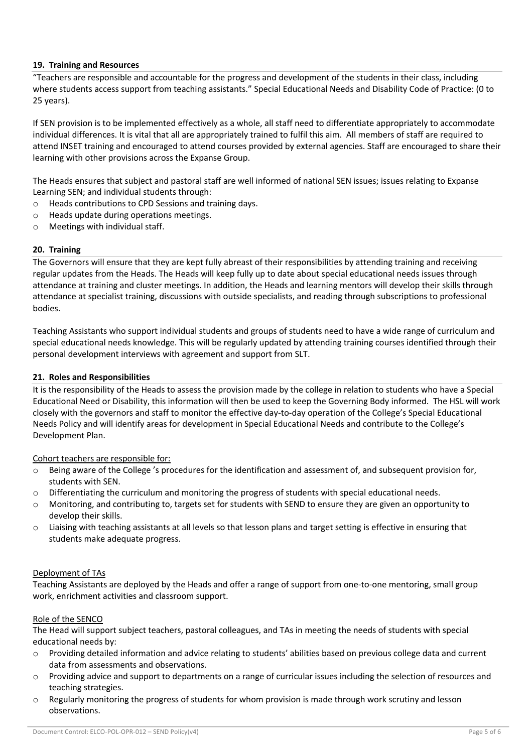### 19. Training and Resources

"Teachers are responsible and accountable for the progress and development of the students in their class, including where students access support from teaching assistants." Special Educational Needs and Disability Code of Practice: (0 to 25 years).

If SEN provision is to be implemented effectively as a whole, all staff need to differentiate appropriately to accommodate individual differences. It is vital that all are appropriately trained to fulfil this aim. All members of staff are required to attend INSET training and encouraged to attend courses provided by external agencies. Staff are encouraged to share their learning with other provisions across the Expanse Group.

The Heads ensures that subject and pastoral staff are well informed of national SEN issues; issues relating to Expanse Learning SEN; and individual students through:

- Heads contributions to CPD Sessions and training days.
- Heads update during operations meetings.
- Meetings with individual staff.

### 20. Training

The Governors will ensure that they are kept fully abreast of their responsibilities by attending training and receiving regular updates from the Heads. The Heads will keep fully up to date about special educational needs issues through attendance at training and cluster meetings. In addition, the Heads and learning mentors will develop their skills through attendance at specialist training, discussions with outside specialists, and reading through subscriptions to professional bodies.

Teaching Assistants who support individual students and groups of students need to have a wide range of curriculum and special educational needs knowledge. This will be regularly updated by attending training courses identified through their personal development interviews with agreement and support from SLT.

### 21. Roles and Responsibilities

It is the responsibility of the Heads to assess the provision made by the college in relation to students who have a Special Educational Need or Disability, this information will then be used to keep the Governing Body informed. The HSL will work closely with the governors and staff to monitor the effective day-to-day operation of the College's Special Educational Needs Policy and will identify areas for development in Special Educational Needs and contribute to the College's Development Plan.

Cohort teachers are responsible for:

- Being aware of the College 's procedures for the identification and assessment of, and subsequent provision for, students with SEN.
- Differentiating the curriculum and monitoring the progress of students with special educational needs.
- Monitoring, and contributing to, targets set for students with SEND to ensure they are given an opportunity to develop their skills.
- Liaising with teaching assistants at all levels so that lesson plans and target setting is effective in ensuring that students make adequate progress.

Deployment of TAs

Teaching Assistants are deployed by the Heads and offer a range of support from one-to-one mentoring, small group work, enrichment activities and classroom support.

Role of the SENCO

The Head will support subject teachers, pastoral colleagues, and TAs in meeting the needs of students with special educational needs by:

- Providing detailed information and advice relating to students' abilities based on previous college data and current data from assessments and observations.
- Providing advice and support to departments on a range of curricular issues including the selection of resources and teaching strategies.
- Regularly monitoring the progress of students for whom provision is made through work scrutiny and lesson observations.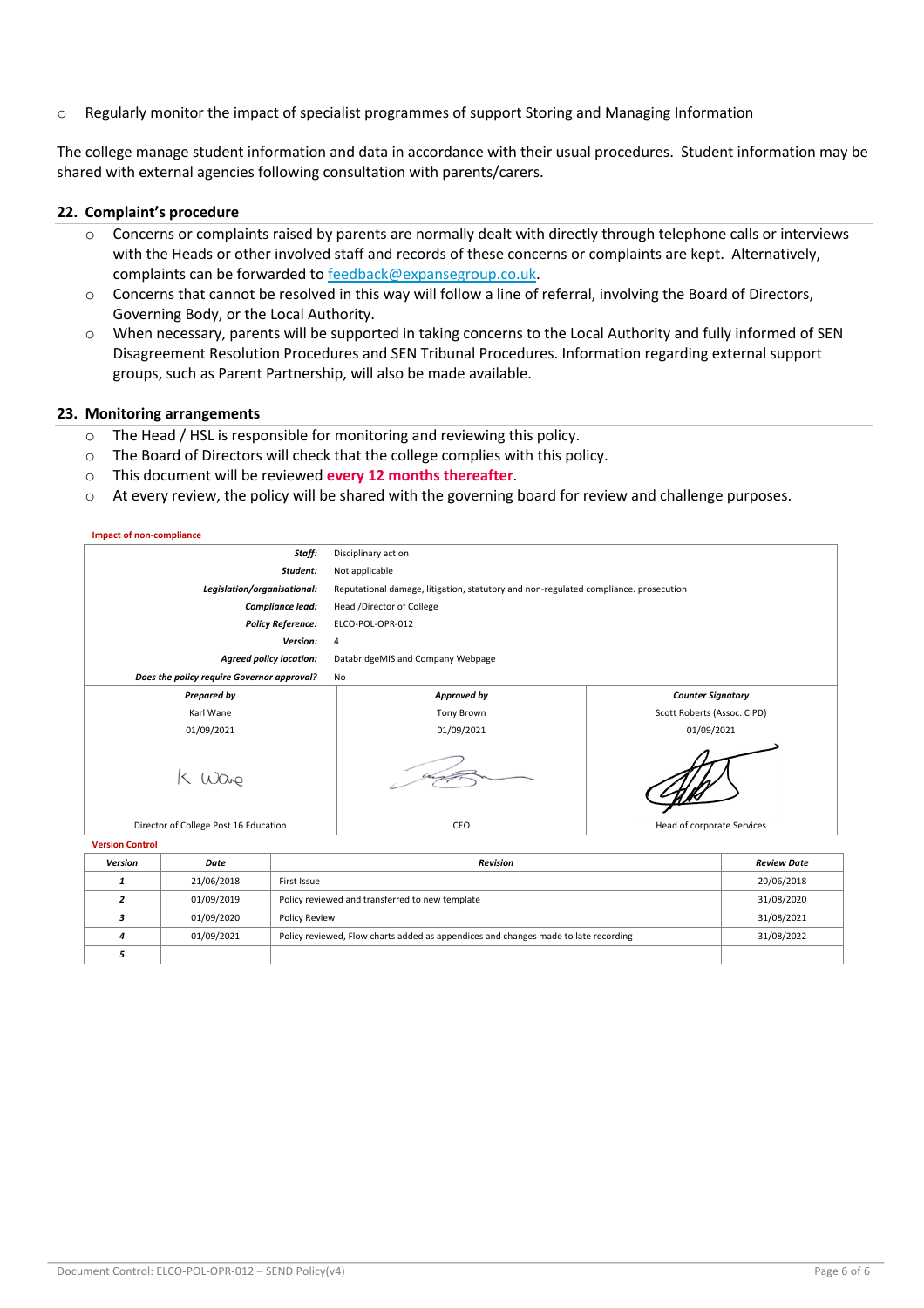- Regularly monitor the impact of specialist programmes of support Storing and Managing Information

The college manage student information and data in accordance with their usual procedures. Student information may be shared with external agencies following consultation with parents/carers.

## 22. Complaint's procedure

- Concerns or complaints raised by parents are normally dealt with directly through telephone calls or interviews with the Heads or other involved staff and records of these concerns or complaints are kept. Alternatively, complaints can be forwarded to feedback@expansegroup.co.uk.
- Concerns that cannot be resolved in this way will follow a line of referral, involving the Board of Directors, Governing Body, or the Local Authority.
- When necessary, parents will be supported in taking concerns to the Local Authority and fully informed of SEN Disagreement Resolution Procedures and SEN Tribunal Procedures. Information regarding external support groups, such as Parent Partnership, will also be made available.

## 23. Monitoring arrangements

- The Head / HSL is responsible for monitoring and reviewing this policy.
- The Board of Directors will check that the college complies with this policy.
- This document will be reviewed **every 12 months thereafter**.
- At every review, the policy will be shared with the governing board for review and challenge purposes.

**Impact of non-compliance**

| | | |
|---|---|---|
| ***Staff:*** | Disciplinary action | |
| ***Student:*** | Not applicable | |
| ***Legislation/organisational:*** | Reputational damage, litigation, statutory and non-regulated compliance. prosecution | |
| ***Compliance lead:*** | Head /Director of College | |
| ***Policy Reference:*** | ELCO-POL-OPR-012 | |
| ***Version:*** | 4 | |
| ***Agreed policy location:*** | DatabridgeMIS and Company Webpage | |
| ***Does the policy require Governor approval?*** | No | |
| ***Prepared by*** | ***Approved by*** | ***Counter Signatory*** |
| Karl Wane | Tony Brown | Scott Roberts (Assoc. CIPD) |
| 01/09/2021 | 01/09/2021 | 01/09/2021 |
| K Wane | | |
| Director of College Post 16 Education | CEO | Head of corporate Services |

**Version Control**

| ***Version*** | ***Date*** | ***Revision*** | ***Review Date*** |
|---|---|---|---|
| ***1*** | 21/06/2018 | First Issue | 20/06/2018 |
| ***2*** | 01/09/2019 | Policy reviewed and transferred to new template | 31/08/2020 |
| ***3*** | 01/09/2020 | Policy Review | 31/08/2021 |
| ***4*** | 01/09/2021 | Policy reviewed, Flow charts added as appendices and changes made to late recording | 31/08/2022 |
| ***5*** | | | |